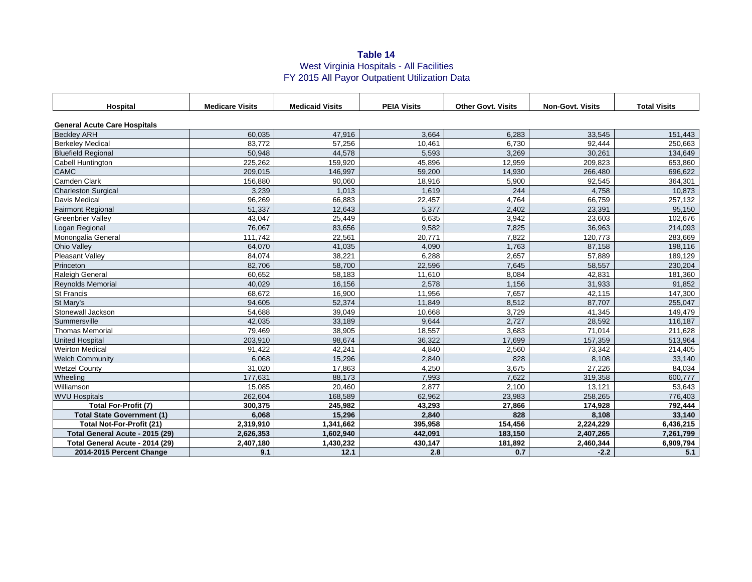**Table 14**
West Virginia Hospitals - All Facilities
FY 2015 All Payor Outpatient Utilization Data

| Hospital | Medicare Visits | Medicaid Visits | PEIA Visits | Other Govt. Visits | Non-Govt. Visits | Total Visits |
|---|---|---|---|---|---|---|
| **General Acute Care Hospitals** | | | | | | |
| Beckley ARH | 60,035 | 47,916 | 3,664 | 6,283 | 33,545 | 151,443 |
| Berkeley Medical | 83,772 | 57,256 | 10,461 | 6,730 | 92,444 | 250,663 |
| Bluefield Regional | 50,948 | 44,578 | 5,593 | 3,269 | 30,261 | 134,649 |
| Cabell Huntington | 225,262 | 159,920 | 45,896 | 12,959 | 209,823 | 653,860 |
| CAMC | 209,015 | 146,997 | 59,200 | 14,930 | 266,480 | 696,622 |
| Camden Clark | 156,880 | 90,060 | 18,916 | 5,900 | 92,545 | 364,301 |
| Charleston Surgical | 3,239 | 1,013 | 1,619 | 244 | 4,758 | 10,873 |
| Davis Medical | 96,269 | 66,883 | 22,457 | 4,764 | 66,759 | 257,132 |
| Fairmont Regional | 51,337 | 12,643 | 5,377 | 2,402 | 23,391 | 95,150 |
| Greenbrier Valley | 43,047 | 25,449 | 6,635 | 3,942 | 23,603 | 102,676 |
| Logan Regional | 76,067 | 83,656 | 9,582 | 7,825 | 36,963 | 214,093 |
| Monongalia General | 111,742 | 22,561 | 20,771 | 7,822 | 120,773 | 283,669 |
| Ohio Valley | 64,070 | 41,035 | 4,090 | 1,763 | 87,158 | 198,116 |
| Pleasant Valley | 84,074 | 38,221 | 6,288 | 2,657 | 57,889 | 189,129 |
| Princeton | 82,706 | 58,700 | 22,596 | 7,645 | 58,557 | 230,204 |
| Raleigh General | 60,652 | 58,183 | 11,610 | 8,084 | 42,831 | 181,360 |
| Reynolds Memorial | 40,029 | 16,156 | 2,578 | 1,156 | 31,933 | 91,852 |
| St Francis | 68,672 | 16,900 | 11,956 | 7,657 | 42,115 | 147,300 |
| St Mary's | 94,605 | 52,374 | 11,849 | 8,512 | 87,707 | 255,047 |
| Stonewall Jackson | 54,688 | 39,049 | 10,668 | 3,729 | 41,345 | 149,479 |
| Summersville | 42,035 | 33,189 | 9,644 | 2,727 | 28,592 | 116,187 |
| Thomas Memorial | 79,469 | 38,905 | 18,557 | 3,683 | 71,014 | 211,628 |
| United Hospital | 203,910 | 98,674 | 36,322 | 17,699 | 157,359 | 513,964 |
| Weirton Medical | 91,422 | 42,241 | 4,840 | 2,560 | 73,342 | 214,405 |
| Welch Community | 6,068 | 15,296 | 2,840 | 828 | 8,108 | 33,140 |
| Wetzel County | 31,020 | 17,863 | 4,250 | 3,675 | 27,226 | 84,034 |
| Wheeling | 177,631 | 88,173 | 7,993 | 7,622 | 319,358 | 600,777 |
| Williamson | 15,085 | 20,460 | 2,877 | 2,100 | 13,121 | 53,643 |
| WVU Hospitals | 262,604 | 168,589 | 62,962 | 23,983 | 258,265 | 776,403 |
| **Total For-Profit (7)** | **300,375** | **245,982** | **43,293** | **27,866** | **174,928** | **792,444** |
| **Total State Government (1)** | **6,068** | **15,296** | **2,840** | **828** | **8,108** | **33,140** |
| **Total Not-For-Profit (21)** | **2,319,910** | **1,341,662** | **395,958** | **154,456** | **2,224,229** | **6,436,215** |
| **Total General Acute - 2015 (29)** | **2,626,353** | **1,602,940** | **442,091** | **183,150** | **2,407,265** | **7,261,799** |
| **Total General Acute - 2014 (29)** | **2,407,180** | **1,430,232** | **430,147** | **181,892** | **2,460,344** | **6,909,794** |
| **2014-2015 Percent Change** | **9.1** | **12.1** | **2.8** | **0.7** | **-2.2** | **5.1** |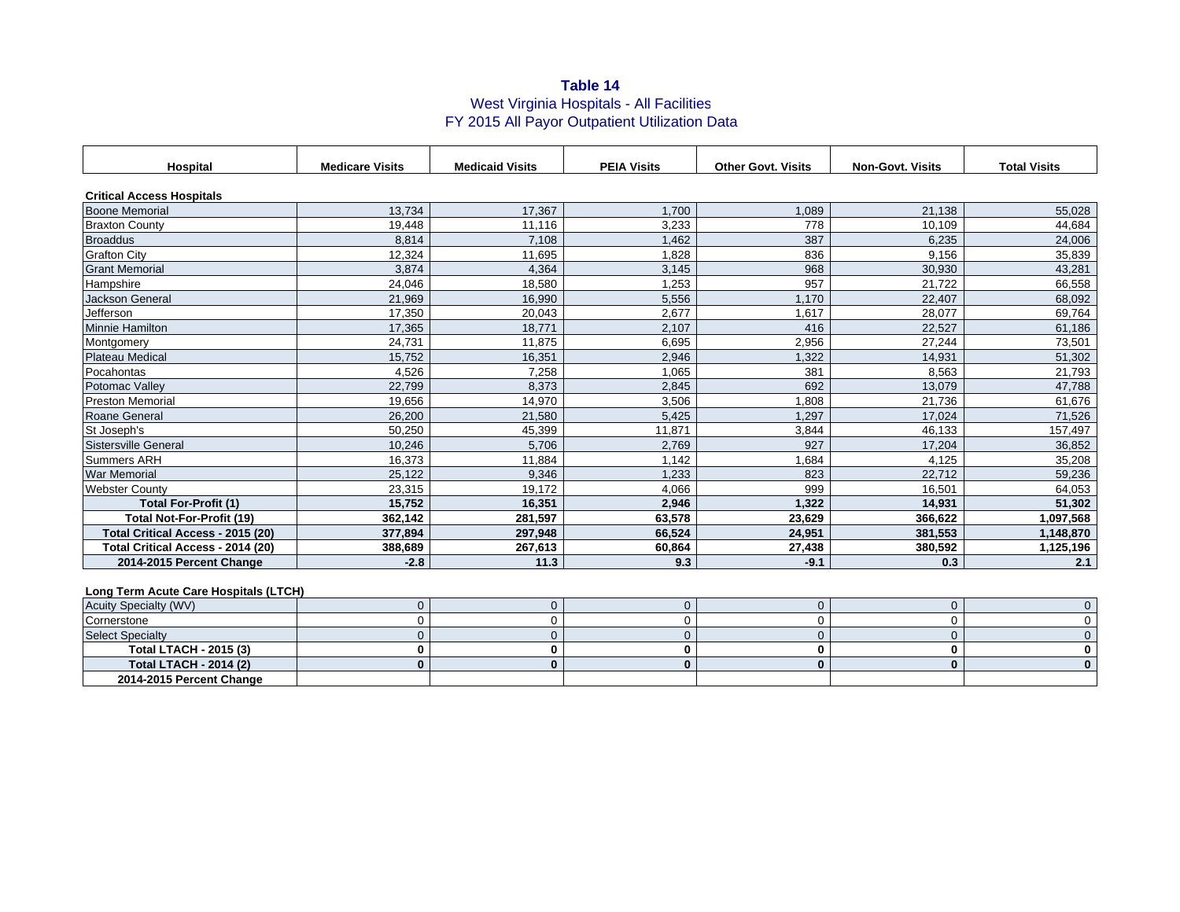# Table 14

## West Virginia Hospitals - All Facilities
## FY 2015 All Payor Outpatient Utilization Data

| Hospital | Medicare Visits | Medicaid Visits | PEIA Visits | Other Govt. Visits | Non-Govt. Visits | Total Visits |
|---|---|---|---|---|---|---|
| **Critical Access Hospitals** | | | | | | |
| Boone Memorial | 13,734 | 17,367 | 1,700 | 1,089 | 21,138 | 55,028 |
| Braxton County | 19,448 | 11,116 | 3,233 | 778 | 10,109 | 44,684 |
| Broaddus | 8,814 | 7,108 | 1,462 | 387 | 6,235 | 24,006 |
| Grafton City | 12,324 | 11,695 | 1,828 | 836 | 9,156 | 35,839 |
| Grant Memorial | 3,874 | 4,364 | 3,145 | 968 | 30,930 | 43,281 |
| Hampshire | 24,046 | 18,580 | 1,253 | 957 | 21,722 | 66,558 |
| Jackson General | 21,969 | 16,990 | 5,556 | 1,170 | 22,407 | 68,092 |
| Jefferson | 17,350 | 20,043 | 2,677 | 1,617 | 28,077 | 69,764 |
| Minnie Hamilton | 17,365 | 18,771 | 2,107 | 416 | 22,527 | 61,186 |
| Montgomery | 24,731 | 11,875 | 6,695 | 2,956 | 27,244 | 73,501 |
| Plateau Medical | 15,752 | 16,351 | 2,946 | 1,322 | 14,931 | 51,302 |
| Pocahontas | 4,526 | 7,258 | 1,065 | 381 | 8,563 | 21,793 |
| Potomac Valley | 22,799 | 8,373 | 2,845 | 692 | 13,079 | 47,788 |
| Preston Memorial | 19,656 | 14,970 | 3,506 | 1,808 | 21,736 | 61,676 |
| Roane General | 26,200 | 21,580 | 5,425 | 1,297 | 17,024 | 71,526 |
| St Joseph's | 50,250 | 45,399 | 11,871 | 3,844 | 46,133 | 157,497 |
| Sistersville General | 10,246 | 5,706 | 2,769 | 927 | 17,204 | 36,852 |
| Summers ARH | 16,373 | 11,884 | 1,142 | 1,684 | 4,125 | 35,208 |
| War Memorial | 25,122 | 9,346 | 1,233 | 823 | 22,712 | 59,236 |
| Webster County | 23,315 | 19,172 | 4,066 | 999 | 16,501 | 64,053 |
| **Total For-Profit (1)** | **15,752** | **16,351** | **2,946** | **1,322** | **14,931** | **51,302** |
| **Total Not-For-Profit (19)** | **362,142** | **281,597** | **63,578** | **23,629** | **366,622** | **1,097,568** |
| **Total Critical Access - 2015 (20)** | **377,894** | **297,948** | **66,524** | **24,951** | **381,553** | **1,148,870** |
| **Total Critical Access - 2014 (20)** | **388,689** | **267,613** | **60,864** | **27,438** | **380,592** | **1,125,196** |
| **2014-2015 Percent Change** | **-2.8** | **11.3** | **9.3** | **-9.1** | **0.3** | **2.1** |
| **Long Term Acute Care Hospitals (LTCH)** | | | | | | |
| Acuity Specialty (WV) | 0 | 0 | 0 | 0 | 0 | 0 |
| Cornerstone | 0 | 0 | 0 | 0 | 0 | 0 |
| Select Specialty | 0 | 0 | 0 | 0 | 0 | 0 |
| **Total LTACH - 2015 (3)** | **0** | **0** | **0** | **0** | **0** | **0** |
| **Total LTACH - 2014 (2)** | **0** | **0** | **0** | **0** | **0** | **0** |
| **2014-2015 Percent Change** | | | | | | |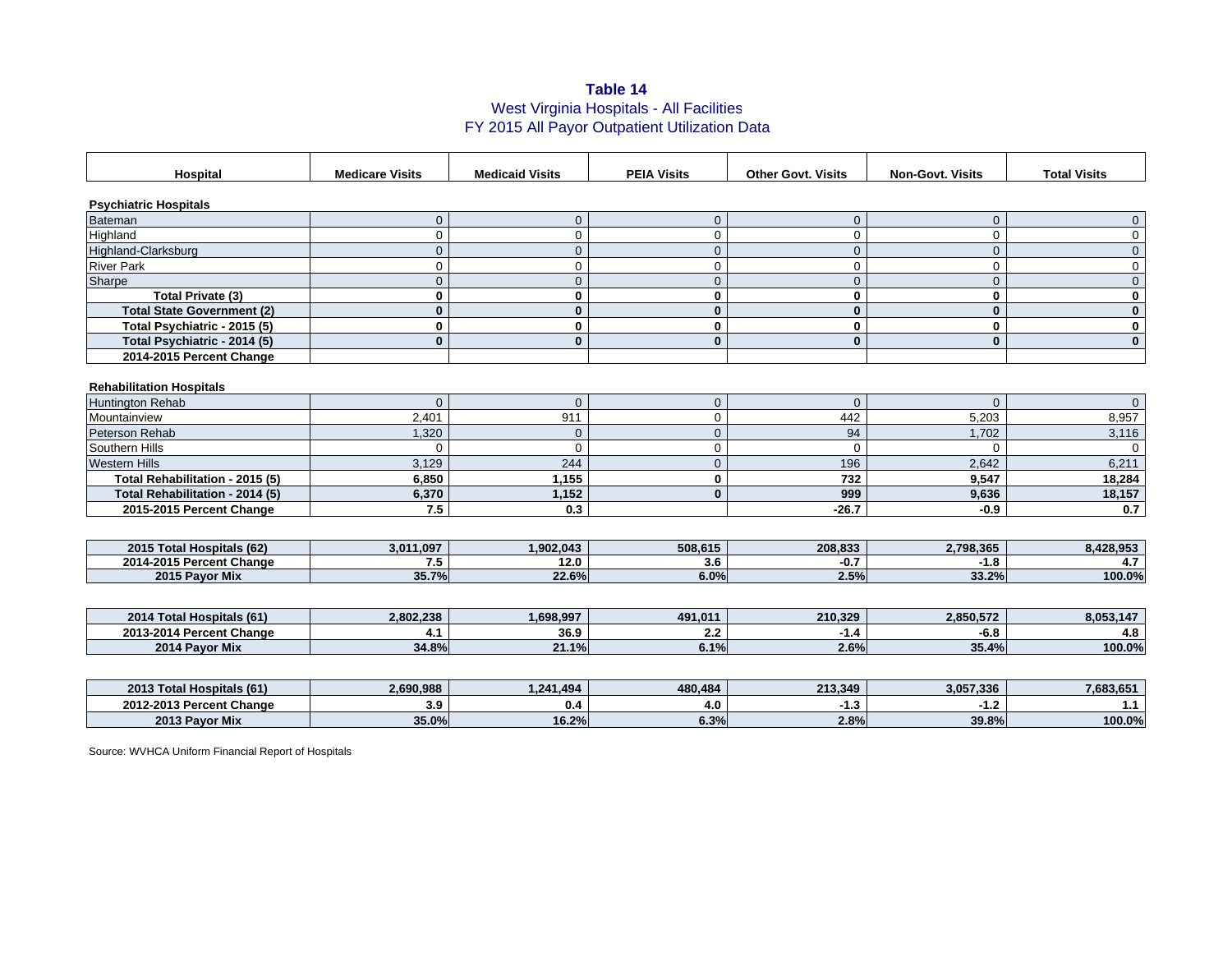# Table 14

## West Virginia Hospitals - All Facilities
## FY 2015 All Payor Outpatient Utilization Data

| Hospital | Medicare Visits | Medicaid Visits | PEIA Visits | Other Govt. Visits | Non-Govt. Visits | Total Visits |
|---|---|---|---|---|---|---|
| **Psychiatric Hospitals** | | | | | | |
| Bateman | 0 | 0 | 0 | 0 | 0 | 0 |
| Highland | 0 | 0 | 0 | 0 | 0 | 0 |
| Highland-Clarksburg | 0 | 0 | 0 | 0 | 0 | 0 |
| River Park | 0 | 0 | 0 | 0 | 0 | 0 |
| Sharpe | 0 | 0 | 0 | 0 | 0 | 0 |
| **Total Private (3)** | **0** | **0** | **0** | **0** | **0** | **0** |
| **Total State Government (2)** | **0** | **0** | **0** | **0** | **0** | **0** |
| **Total Psychiatric - 2015 (5)** | **0** | **0** | **0** | **0** | **0** | **0** |
| **Total Psychiatric - 2014 (5)** | **0** | **0** | **0** | **0** | **0** | **0** |
| **2014-2015 Percent Change** | | | | | | |
| **Rehabilitation Hospitals** | | | | | | |
| Huntington Rehab | 0 | 0 | 0 | 0 | 0 | 0 |
| Mountainview | 2,401 | 911 | 0 | 442 | 5,203 | 8,957 |
| Peterson Rehab | 1,320 | 0 | 0 | 94 | 1,702 | 3,116 |
| Southern Hills | 0 | 0 | 0 | 0 | 0 | 0 |
| Western Hills | 3,129 | 244 | 0 | 196 | 2,642 | 6,211 |
| **Total Rehabilitation - 2015 (5)** | **6,850** | **1,155** | **0** | **732** | **9,547** | **18,284** |
| **Total Rehabilitation - 2014 (5)** | **6,370** | **1,152** | **0** | **999** | **9,636** | **18,157** |
| **2015-2015 Percent Change** | **7.5** | **0.3** | | **-26.7** | **-0.9** | **0.7** |
| **2015 Total Hospitals (62)** | **3,011,097** | **1,902,043** | **508,615** | **208,833** | **2,798,365** | **8,428,953** |
| **2014-2015 Percent Change** | **7.5** | **12.0** | **3.6** | **-0.7** | **-1.8** | **4.7** |
| **2015 Payor Mix** | **35.7%** | **22.6%** | **6.0%** | **2.5%** | **33.2%** | **100.0%** |
| **2014 Total Hospitals (61)** | **2,802,238** | **1,698,997** | **491,011** | **210,329** | **2,850,572** | **8,053,147** |
| **2013-2014 Percent Change** | **4.1** | **36.9** | **2.2** | **-1.4** | **-6.8** | **4.8** |
| **2014 Payor Mix** | **34.8%** | **21.1%** | **6.1%** | **2.6%** | **35.4%** | **100.0%** |
| **2013 Total Hospitals (61)** | **2,690,988** | **1,241,494** | **480,484** | **213,349** | **3,057,336** | **7,683,651** |
| **2012-2013 Percent Change** | **3.9** | **0.4** | **4.0** | **-1.3** | **-1.2** | **1.1** |
| **2013 Payor Mix** | **35.0%** | **16.2%** | **6.3%** | **2.8%** | **39.8%** | **100.0%** |

Source: WVHCA Uniform Financial Report of Hospitals